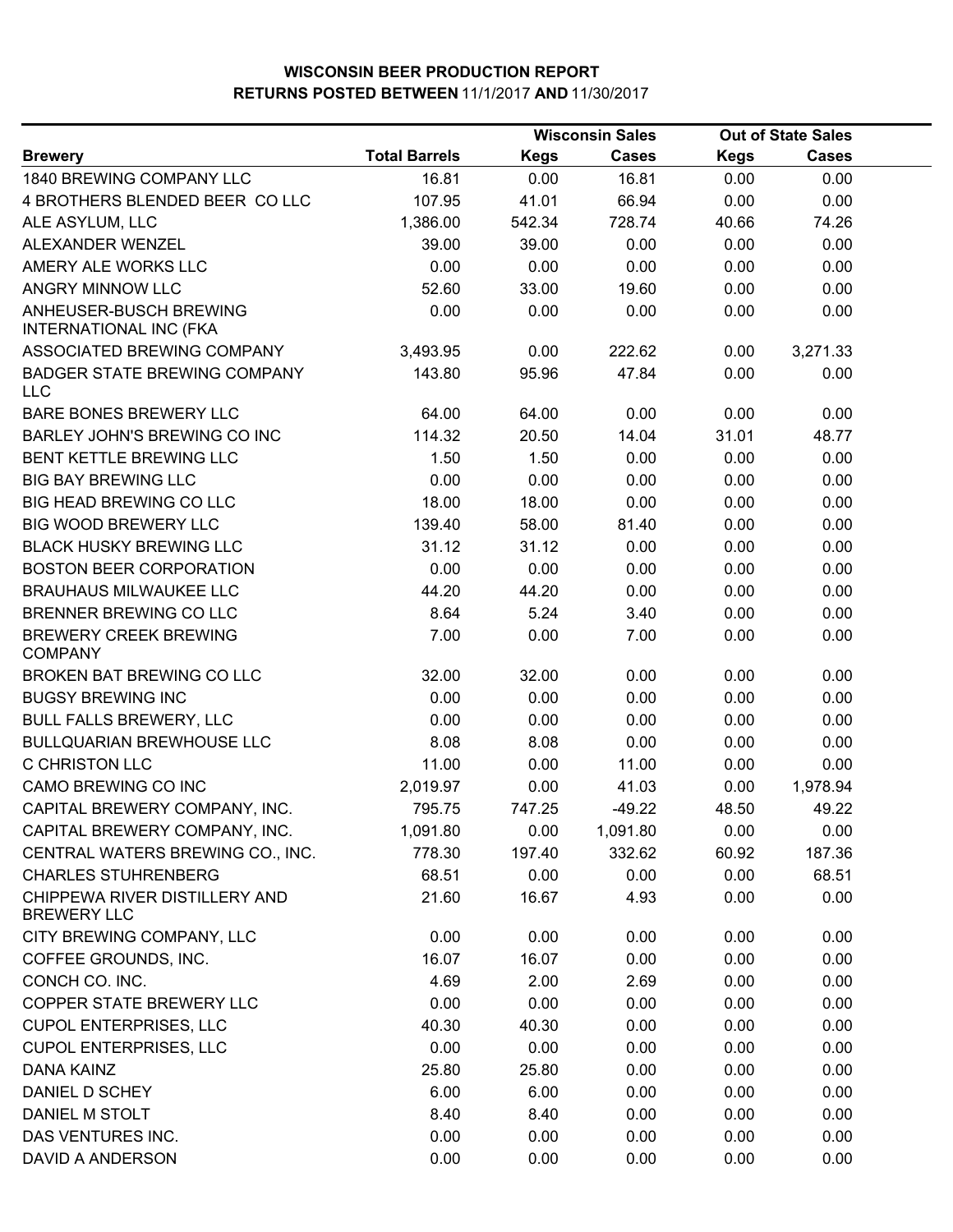# WISCONSIN BEER PRODUCTION REPORT

## RETURNS POSTED BETWEEN 11/1/2017 AND 11/30/2017

| Brewery | Total Barrels | Wisconsin Sales | | Out of State Sales | |
|---|---|---|---|---|---|
| | | Kegs | Cases | Kegs | Cases |
| 1840 BREWING COMPANY LLC | 16.81 | 0.00 | 16.81 | 0.00 | 0.00 |
| 4 BROTHERS BLENDED BEER CO LLC | 107.95 | 41.01 | 66.94 | 0.00 | 0.00 |
| ALE ASYLUM, LLC | 1,386.00 | 542.34 | 728.74 | 40.66 | 74.26 |
| ALEXANDER WENZEL | 39.00 | 39.00 | 0.00 | 0.00 | 0.00 |
| AMERY ALE WORKS LLC | 0.00 | 0.00 | 0.00 | 0.00 | 0.00 |
| ANGRY MINNOW LLC | 52.60 | 33.00 | 19.60 | 0.00 | 0.00 |
| ANHEUSER-BUSCH BREWING INTERNATIONAL INC (FKA | 0.00 | 0.00 | 0.00 | 0.00 | 0.00 |
| ASSOCIATED BREWING COMPANY | 3,493.95 | 0.00 | 222.62 | 0.00 | 3,271.33 |
| BADGER STATE BREWING COMPANY LLC | 143.80 | 95.96 | 47.84 | 0.00 | 0.00 |
| BARE BONES BREWERY LLC | 64.00 | 64.00 | 0.00 | 0.00 | 0.00 |
| BARLEY JOHN'S BREWING CO INC | 114.32 | 20.50 | 14.04 | 31.01 | 48.77 |
| BENT KETTLE BREWING LLC | 1.50 | 1.50 | 0.00 | 0.00 | 0.00 |
| BIG BAY BREWING LLC | 0.00 | 0.00 | 0.00 | 0.00 | 0.00 |
| BIG HEAD BREWING CO LLC | 18.00 | 18.00 | 0.00 | 0.00 | 0.00 |
| BIG WOOD BREWERY LLC | 139.40 | 58.00 | 81.40 | 0.00 | 0.00 |
| BLACK HUSKY BREWING LLC | 31.12 | 31.12 | 0.00 | 0.00 | 0.00 |
| BOSTON BEER CORPORATION | 0.00 | 0.00 | 0.00 | 0.00 | 0.00 |
| BRAUHAUS MILWAUKEE LLC | 44.20 | 44.20 | 0.00 | 0.00 | 0.00 |
| BRENNER BREWING CO LLC | 8.64 | 5.24 | 3.40 | 0.00 | 0.00 |
| BREWERY CREEK BREWING COMPANY | 7.00 | 0.00 | 7.00 | 0.00 | 0.00 |
| BROKEN BAT BREWING CO LLC | 32.00 | 32.00 | 0.00 | 0.00 | 0.00 |
| BUGSY BREWING INC | 0.00 | 0.00 | 0.00 | 0.00 | 0.00 |
| BULL FALLS BREWERY, LLC | 0.00 | 0.00 | 0.00 | 0.00 | 0.00 |
| BULLQUARIAN BREWHOUSE LLC | 8.08 | 8.08 | 0.00 | 0.00 | 0.00 |
| C CHRISTON LLC | 11.00 | 0.00 | 11.00 | 0.00 | 0.00 |
| CAMO BREWING CO INC | 2,019.97 | 0.00 | 41.03 | 0.00 | 1,978.94 |
| CAPITAL BREWERY COMPANY, INC. | 795.75 | 747.25 | -49.22 | 48.50 | 49.22 |
| CAPITAL BREWERY COMPANY, INC. | 1,091.80 | 0.00 | 1,091.80 | 0.00 | 0.00 |
| CENTRAL WATERS BREWING CO., INC. | 778.30 | 197.40 | 332.62 | 60.92 | 187.36 |
| CHARLES STUHRENBERG | 68.51 | 0.00 | 0.00 | 0.00 | 68.51 |
| CHIPPEWA RIVER DISTILLERY AND BREWERY LLC | 21.60 | 16.67 | 4.93 | 0.00 | 0.00 |
| CITY BREWING COMPANY, LLC | 0.00 | 0.00 | 0.00 | 0.00 | 0.00 |
| COFFEE GROUNDS, INC. | 16.07 | 16.07 | 0.00 | 0.00 | 0.00 |
| CONCH CO. INC. | 4.69 | 2.00 | 2.69 | 0.00 | 0.00 |
| COPPER STATE BREWERY LLC | 0.00 | 0.00 | 0.00 | 0.00 | 0.00 |
| CUPOL ENTERPRISES, LLC | 40.30 | 40.30 | 0.00 | 0.00 | 0.00 |
| CUPOL ENTERPRISES, LLC | 0.00 | 0.00 | 0.00 | 0.00 | 0.00 |
| DANA KAINZ | 25.80 | 25.80 | 0.00 | 0.00 | 0.00 |
| DANIEL D SCHEY | 6.00 | 6.00 | 0.00 | 0.00 | 0.00 |
| DANIEL M STOLT | 8.40 | 8.40 | 0.00 | 0.00 | 0.00 |
| DAS VENTURES INC. | 0.00 | 0.00 | 0.00 | 0.00 | 0.00 |
| DAVID A ANDERSON | 0.00 | 0.00 | 0.00 | 0.00 | 0.00 |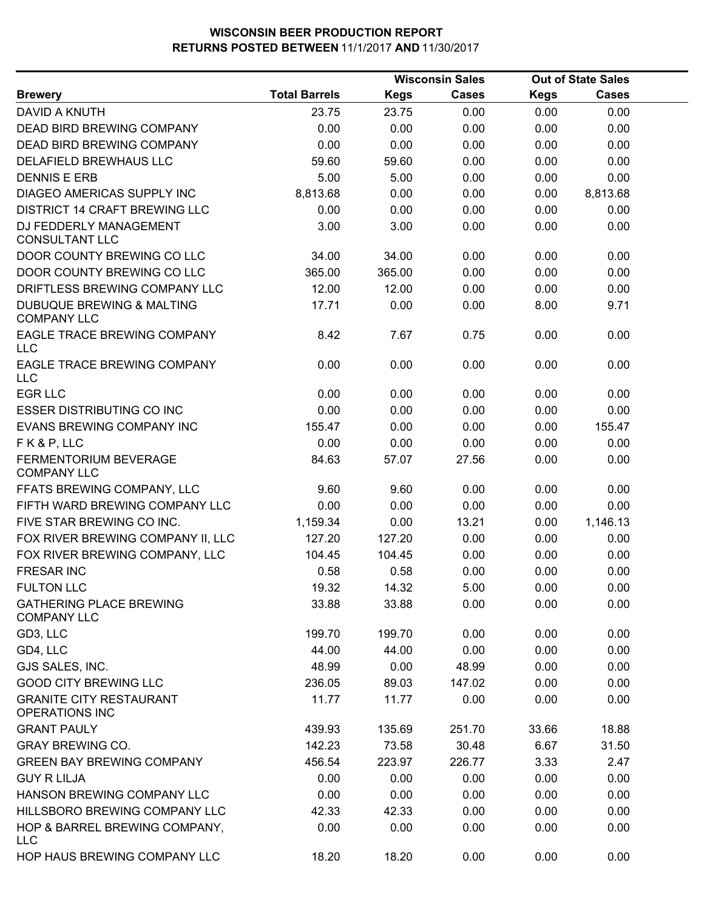# WISCONSIN BEER PRODUCTION REPORT

**RETURNS POSTED BETWEEN 11/1/2017 AND 11/30/2017**

| Brewery | Total Barrels | Wisconsin Sales | | Out of State Sales | |
|---|---|---|---|---|---|
| | | Kegs | Cases | Kegs | Cases |
| DAVID A KNUTH | 23.75 | 23.75 | 0.00 | 0.00 | 0.00 |
| DEAD BIRD BREWING COMPANY | 0.00 | 0.00 | 0.00 | 0.00 | 0.00 |
| DEAD BIRD BREWING COMPANY | 0.00 | 0.00 | 0.00 | 0.00 | 0.00 |
| DELAFIELD BREWHAUS LLC | 59.60 | 59.60 | 0.00 | 0.00 | 0.00 |
| DENNIS E ERB | 5.00 | 5.00 | 0.00 | 0.00 | 0.00 |
| DIAGEO AMERICAS SUPPLY INC | 8,813.68 | 0.00 | 0.00 | 0.00 | 8,813.68 |
| DISTRICT 14 CRAFT BREWING LLC | 0.00 | 0.00 | 0.00 | 0.00 | 0.00 |
| DJ FEDDERLY MANAGEMENT CONSULTANT LLC | 3.00 | 3.00 | 0.00 | 0.00 | 0.00 |
| DOOR COUNTY BREWING CO LLC | 34.00 | 34.00 | 0.00 | 0.00 | 0.00 |
| DOOR COUNTY BREWING CO LLC | 365.00 | 365.00 | 0.00 | 0.00 | 0.00 |
| DRIFTLESS BREWING COMPANY LLC | 12.00 | 12.00 | 0.00 | 0.00 | 0.00 |
| DUBUQUE BREWING & MALTING COMPANY LLC | 17.71 | 0.00 | 0.00 | 8.00 | 9.71 |
| EAGLE TRACE BREWING COMPANY LLC | 8.42 | 7.67 | 0.75 | 0.00 | 0.00 |
| EAGLE TRACE BREWING COMPANY LLC | 0.00 | 0.00 | 0.00 | 0.00 | 0.00 |
| EGR LLC | 0.00 | 0.00 | 0.00 | 0.00 | 0.00 |
| ESSER DISTRIBUTING CO INC | 0.00 | 0.00 | 0.00 | 0.00 | 0.00 |
| EVANS BREWING COMPANY INC | 155.47 | 0.00 | 0.00 | 0.00 | 155.47 |
| F K & P, LLC | 0.00 | 0.00 | 0.00 | 0.00 | 0.00 |
| FERMENTORIUM BEVERAGE COMPANY LLC | 84.63 | 57.07 | 27.56 | 0.00 | 0.00 |
| FFATS BREWING COMPANY, LLC | 9.60 | 9.60 | 0.00 | 0.00 | 0.00 |
| FIFTH WARD BREWING COMPANY LLC | 0.00 | 0.00 | 0.00 | 0.00 | 0.00 |
| FIVE STAR BREWING CO INC. | 1,159.34 | 0.00 | 13.21 | 0.00 | 1,146.13 |
| FOX RIVER BREWING COMPANY II, LLC | 127.20 | 127.20 | 0.00 | 0.00 | 0.00 |
| FOX RIVER BREWING COMPANY, LLC | 104.45 | 104.45 | 0.00 | 0.00 | 0.00 |
| FRESAR INC | 0.58 | 0.58 | 0.00 | 0.00 | 0.00 |
| FULTON LLC | 19.32 | 14.32 | 5.00 | 0.00 | 0.00 |
| GATHERING PLACE BREWING COMPANY LLC | 33.88 | 33.88 | 0.00 | 0.00 | 0.00 |
| GD3, LLC | 199.70 | 199.70 | 0.00 | 0.00 | 0.00 |
| GD4, LLC | 44.00 | 44.00 | 0.00 | 0.00 | 0.00 |
| GJS SALES, INC. | 48.99 | 0.00 | 48.99 | 0.00 | 0.00 |
| GOOD CITY BREWING LLC | 236.05 | 89.03 | 147.02 | 0.00 | 0.00 |
| GRANITE CITY RESTAURANT OPERATIONS INC | 11.77 | 11.77 | 0.00 | 0.00 | 0.00 |
| GRANT PAULY | 439.93 | 135.69 | 251.70 | 33.66 | 18.88 |
| GRAY BREWING CO. | 142.23 | 73.58 | 30.48 | 6.67 | 31.50 |
| GREEN BAY BREWING COMPANY | 456.54 | 223.97 | 226.77 | 3.33 | 2.47 |
| GUY R LILJA | 0.00 | 0.00 | 0.00 | 0.00 | 0.00 |
| HANSON BREWING COMPANY LLC | 0.00 | 0.00 | 0.00 | 0.00 | 0.00 |
| HILLSBORO BREWING COMPANY LLC | 42.33 | 42.33 | 0.00 | 0.00 | 0.00 |
| HOP & BARREL BREWING COMPANY, LLC | 0.00 | 0.00 | 0.00 | 0.00 | 0.00 |
| HOP HAUS BREWING COMPANY LLC | 18.20 | 18.20 | 0.00 | 0.00 | 0.00 |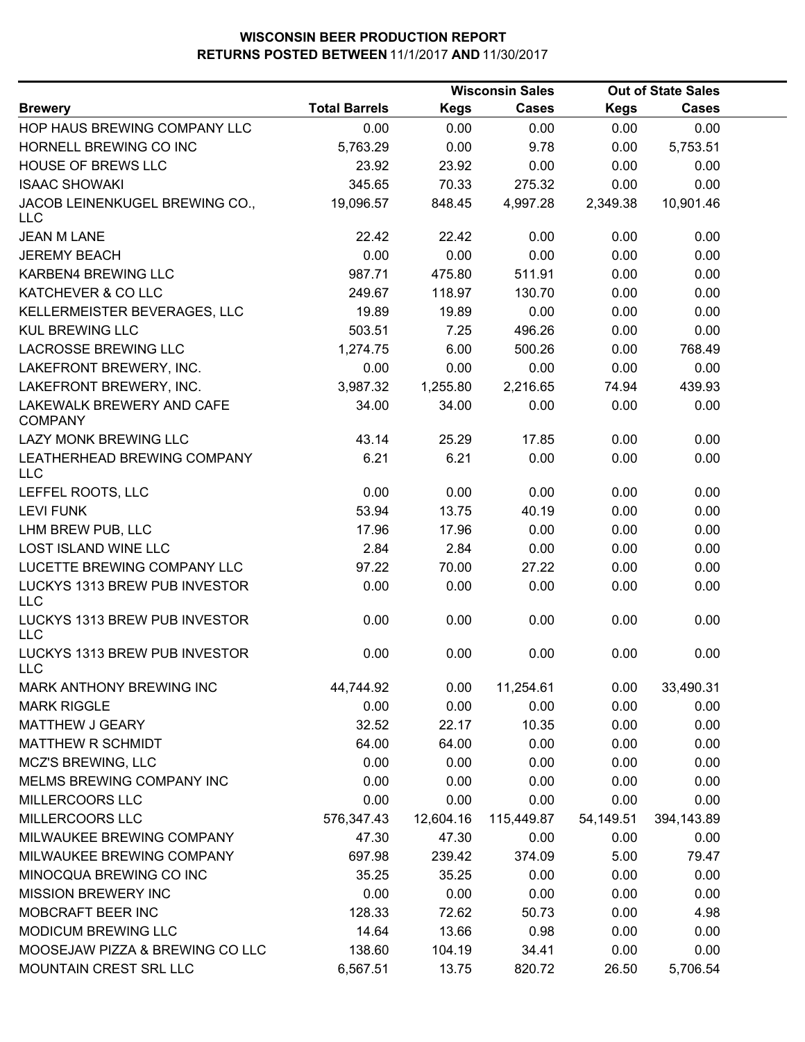# WISCONSIN BEER PRODUCTION REPORT
## RETURNS POSTED BETWEEN 11/1/2017 AND 11/30/2017

| Brewery | Total Barrels | Wisconsin Sales Kegs | Wisconsin Sales Cases | Out of State Sales Kegs | Out of State Sales Cases |
|---|---|---|---|---|---|
| HOP HAUS BREWING COMPANY LLC | 0.00 | 0.00 | 0.00 | 0.00 | 0.00 |
| HORNELL BREWING CO INC | 5,763.29 | 0.00 | 9.78 | 0.00 | 5,753.51 |
| HOUSE OF BREWS LLC | 23.92 | 23.92 | 0.00 | 0.00 | 0.00 |
| ISAAC SHOWAKI | 345.65 | 70.33 | 275.32 | 0.00 | 0.00 |
| JACOB LEINENKUGEL BREWING CO., LLC | 19,096.57 | 848.45 | 4,997.28 | 2,349.38 | 10,901.46 |
| JEAN M LANE | 22.42 | 22.42 | 0.00 | 0.00 | 0.00 |
| JEREMY BEACH | 0.00 | 0.00 | 0.00 | 0.00 | 0.00 |
| KARBEN4 BREWING LLC | 987.71 | 475.80 | 511.91 | 0.00 | 0.00 |
| KATCHEVER & CO LLC | 249.67 | 118.97 | 130.70 | 0.00 | 0.00 |
| KELLERMEISTER BEVERAGES, LLC | 19.89 | 19.89 | 0.00 | 0.00 | 0.00 |
| KUL BREWING LLC | 503.51 | 7.25 | 496.26 | 0.00 | 0.00 |
| LACROSSE BREWING LLC | 1,274.75 | 6.00 | 500.26 | 0.00 | 768.49 |
| LAKEFRONT BREWERY, INC. | 0.00 | 0.00 | 0.00 | 0.00 | 0.00 |
| LAKEFRONT BREWERY, INC. | 3,987.32 | 1,255.80 | 2,216.65 | 74.94 | 439.93 |
| LAKEWALK BREWERY AND CAFE COMPANY | 34.00 | 34.00 | 0.00 | 0.00 | 0.00 |
| LAZY MONK BREWING LLC | 43.14 | 25.29 | 17.85 | 0.00 | 0.00 |
| LEATHERHEAD BREWING COMPANY LLC | 6.21 | 6.21 | 0.00 | 0.00 | 0.00 |
| LEFFEL ROOTS, LLC | 0.00 | 0.00 | 0.00 | 0.00 | 0.00 |
| LEVI FUNK | 53.94 | 13.75 | 40.19 | 0.00 | 0.00 |
| LHM BREW PUB, LLC | 17.96 | 17.96 | 0.00 | 0.00 | 0.00 |
| LOST ISLAND WINE LLC | 2.84 | 2.84 | 0.00 | 0.00 | 0.00 |
| LUCETTE BREWING COMPANY LLC | 97.22 | 70.00 | 27.22 | 0.00 | 0.00 |
| LUCKYS 1313 BREW PUB INVESTOR LLC | 0.00 | 0.00 | 0.00 | 0.00 | 0.00 |
| LUCKYS 1313 BREW PUB INVESTOR LLC | 0.00 | 0.00 | 0.00 | 0.00 | 0.00 |
| LUCKYS 1313 BREW PUB INVESTOR LLC | 0.00 | 0.00 | 0.00 | 0.00 | 0.00 |
| MARK ANTHONY BREWING INC | 44,744.92 | 0.00 | 11,254.61 | 0.00 | 33,490.31 |
| MARK RIGGLE | 0.00 | 0.00 | 0.00 | 0.00 | 0.00 |
| MATTHEW J GEARY | 32.52 | 22.17 | 10.35 | 0.00 | 0.00 |
| MATTHEW R SCHMIDT | 64.00 | 64.00 | 0.00 | 0.00 | 0.00 |
| MCZ'S BREWING, LLC | 0.00 | 0.00 | 0.00 | 0.00 | 0.00 |
| MELMS BREWING COMPANY INC | 0.00 | 0.00 | 0.00 | 0.00 | 0.00 |
| MILLERCOORS LLC | 0.00 | 0.00 | 0.00 | 0.00 | 0.00 |
| MILLERCOORS LLC | 576,347.43 | 12,604.16 | 115,449.87 | 54,149.51 | 394,143.89 |
| MILWAUKEE BREWING COMPANY | 47.30 | 47.30 | 0.00 | 0.00 | 0.00 |
| MILWAUKEE BREWING COMPANY | 697.98 | 239.42 | 374.09 | 5.00 | 79.47 |
| MINOCQUA BREWING CO INC | 35.25 | 35.25 | 0.00 | 0.00 | 0.00 |
| MISSION BREWERY INC | 0.00 | 0.00 | 0.00 | 0.00 | 0.00 |
| MOBCRAFT BEER INC | 128.33 | 72.62 | 50.73 | 0.00 | 4.98 |
| MODICUM BREWING LLC | 14.64 | 13.66 | 0.98 | 0.00 | 0.00 |
| MOOSEJAW PIZZA & BREWING CO LLC | 138.60 | 104.19 | 34.41 | 0.00 | 0.00 |
| MOUNTAIN CREST SRL LLC | 6,567.51 | 13.75 | 820.72 | 26.50 | 5,706.54 |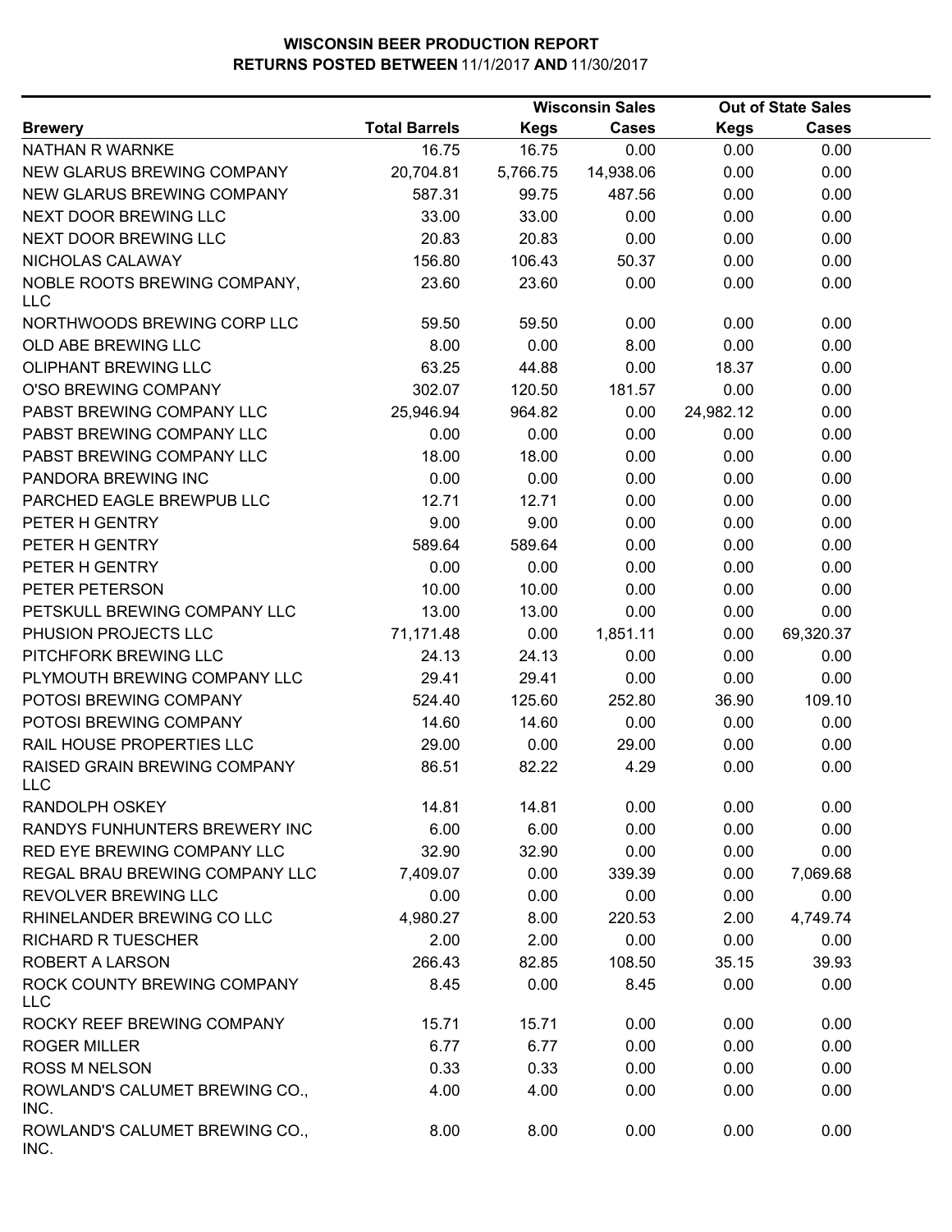# WISCONSIN BEER PRODUCTION REPORT

**RETURNS POSTED BETWEEN 11/1/2017 AND 11/30/2017**

| Brewery | Total Barrels | Wisconsin Sales | | Out of State Sales | |
|---|---|---|---|---|---|
| | | Kegs | Cases | Kegs | Cases |
| NATHAN R WARNKE | 16.75 | 16.75 | 0.00 | 0.00 | 0.00 |
| NEW GLARUS BREWING COMPANY | 20,704.81 | 5,766.75 | 14,938.06 | 0.00 | 0.00 |
| NEW GLARUS BREWING COMPANY | 587.31 | 99.75 | 487.56 | 0.00 | 0.00 |
| NEXT DOOR BREWING LLC | 33.00 | 33.00 | 0.00 | 0.00 | 0.00 |
| NEXT DOOR BREWING LLC | 20.83 | 20.83 | 0.00 | 0.00 | 0.00 |
| NICHOLAS CALAWAY | 156.80 | 106.43 | 50.37 | 0.00 | 0.00 |
| NOBLE ROOTS BREWING COMPANY, LLC | 23.60 | 23.60 | 0.00 | 0.00 | 0.00 |
| NORTHWOODS BREWING CORP LLC | 59.50 | 59.50 | 0.00 | 0.00 | 0.00 |
| OLD ABE BREWING LLC | 8.00 | 0.00 | 8.00 | 0.00 | 0.00 |
| OLIPHANT BREWING LLC | 63.25 | 44.88 | 0.00 | 18.37 | 0.00 |
| O'SO BREWING COMPANY | 302.07 | 120.50 | 181.57 | 0.00 | 0.00 |
| PABST BREWING COMPANY LLC | 25,946.94 | 964.82 | 0.00 | 24,982.12 | 0.00 |
| PABST BREWING COMPANY LLC | 0.00 | 0.00 | 0.00 | 0.00 | 0.00 |
| PABST BREWING COMPANY LLC | 18.00 | 18.00 | 0.00 | 0.00 | 0.00 |
| PANDORA BREWING INC | 0.00 | 0.00 | 0.00 | 0.00 | 0.00 |
| PARCHED EAGLE BREWPUB LLC | 12.71 | 12.71 | 0.00 | 0.00 | 0.00 |
| PETER H GENTRY | 9.00 | 9.00 | 0.00 | 0.00 | 0.00 |
| PETER H GENTRY | 589.64 | 589.64 | 0.00 | 0.00 | 0.00 |
| PETER H GENTRY | 0.00 | 0.00 | 0.00 | 0.00 | 0.00 |
| PETER PETERSON | 10.00 | 10.00 | 0.00 | 0.00 | 0.00 |
| PETSKULL BREWING COMPANY LLC | 13.00 | 13.00 | 0.00 | 0.00 | 0.00 |
| PHUSION PROJECTS LLC | 71,171.48 | 0.00 | 1,851.11 | 0.00 | 69,320.37 |
| PITCHFORK BREWING LLC | 24.13 | 24.13 | 0.00 | 0.00 | 0.00 |
| PLYMOUTH BREWING COMPANY LLC | 29.41 | 29.41 | 0.00 | 0.00 | 0.00 |
| POTOSI BREWING COMPANY | 524.40 | 125.60 | 252.80 | 36.90 | 109.10 |
| POTOSI BREWING COMPANY | 14.60 | 14.60 | 0.00 | 0.00 | 0.00 |
| RAIL HOUSE PROPERTIES LLC | 29.00 | 0.00 | 29.00 | 0.00 | 0.00 |
| RAISED GRAIN BREWING COMPANY LLC | 86.51 | 82.22 | 4.29 | 0.00 | 0.00 |
| RANDOLPH OSKEY | 14.81 | 14.81 | 0.00 | 0.00 | 0.00 |
| RANDYS FUNHUNTERS BREWERY INC | 6.00 | 6.00 | 0.00 | 0.00 | 0.00 |
| RED EYE BREWING COMPANY LLC | 32.90 | 32.90 | 0.00 | 0.00 | 0.00 |
| REGAL BRAU BREWING COMPANY LLC | 7,409.07 | 0.00 | 339.39 | 0.00 | 7,069.68 |
| REVOLVER BREWING LLC | 0.00 | 0.00 | 0.00 | 0.00 | 0.00 |
| RHINELANDER BREWING CO LLC | 4,980.27 | 8.00 | 220.53 | 2.00 | 4,749.74 |
| RICHARD R TUESCHER | 2.00 | 2.00 | 0.00 | 0.00 | 0.00 |
| ROBERT A LARSON | 266.43 | 82.85 | 108.50 | 35.15 | 39.93 |
| ROCK COUNTY BREWING COMPANY LLC | 8.45 | 0.00 | 8.45 | 0.00 | 0.00 |
| ROCKY REEF BREWING COMPANY | 15.71 | 15.71 | 0.00 | 0.00 | 0.00 |
| ROGER MILLER | 6.77 | 6.77 | 0.00 | 0.00 | 0.00 |
| ROSS M NELSON | 0.33 | 0.33 | 0.00 | 0.00 | 0.00 |
| ROWLAND'S CALUMET BREWING CO., INC. | 4.00 | 4.00 | 0.00 | 0.00 | 0.00 |
| ROWLAND'S CALUMET BREWING CO., INC. | 8.00 | 8.00 | 0.00 | 0.00 | 0.00 |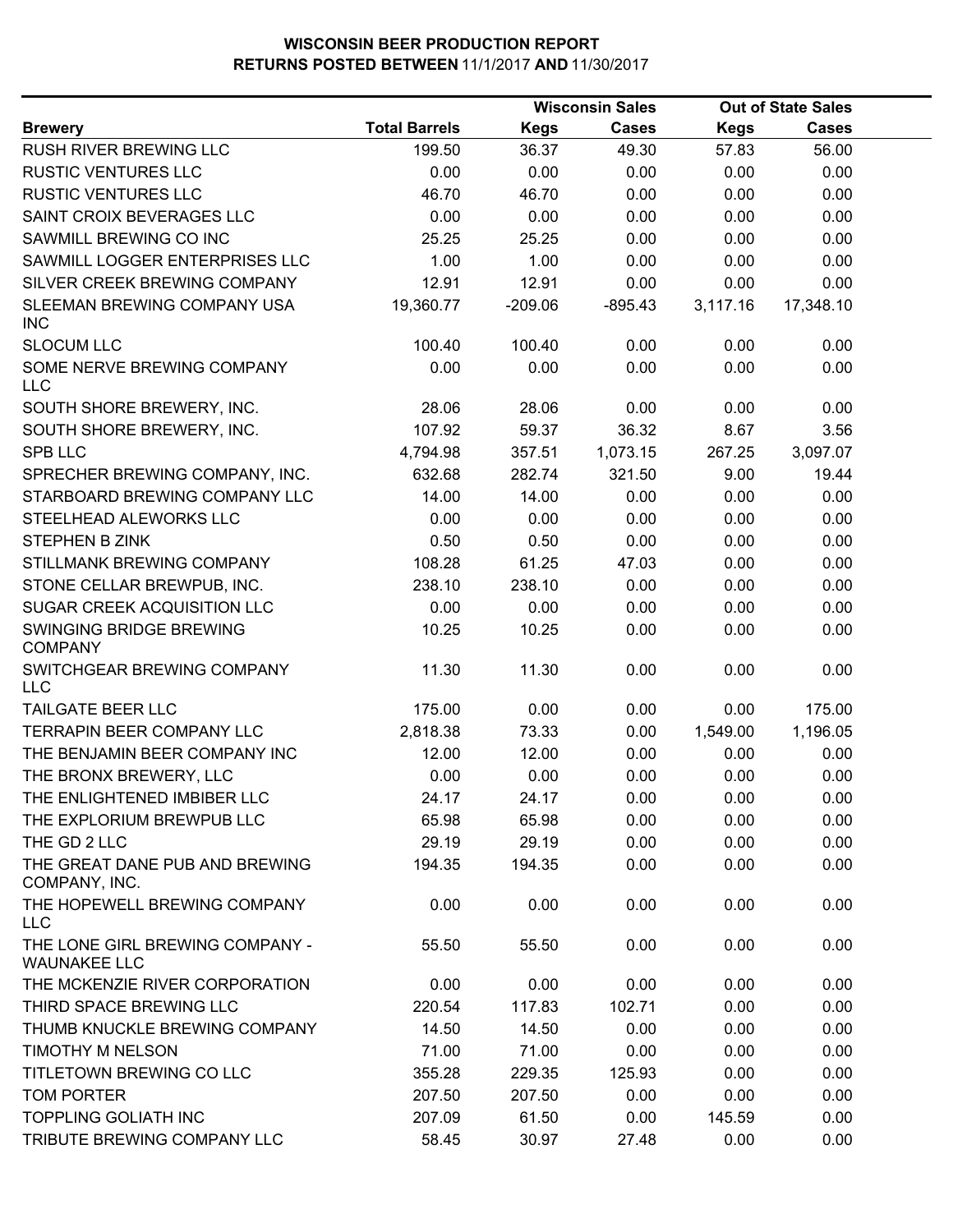# WISCONSIN BEER PRODUCTION REPORT
## RETURNS POSTED BETWEEN 11/1/2017 AND 11/30/2017

| Brewery | Total Barrels | Wisconsin Sales Kegs | Wisconsin Sales Cases | Out of State Sales Kegs | Out of State Sales Cases |
|---|---|---|---|---|---|
| RUSH RIVER BREWING LLC | 199.50 | 36.37 | 49.30 | 57.83 | 56.00 |
| RUSTIC VENTURES LLC | 0.00 | 0.00 | 0.00 | 0.00 | 0.00 |
| RUSTIC VENTURES LLC | 46.70 | 46.70 | 0.00 | 0.00 | 0.00 |
| SAINT CROIX BEVERAGES LLC | 0.00 | 0.00 | 0.00 | 0.00 | 0.00 |
| SAWMILL BREWING CO INC | 25.25 | 25.25 | 0.00 | 0.00 | 0.00 |
| SAWMILL LOGGER ENTERPRISES LLC | 1.00 | 1.00 | 0.00 | 0.00 | 0.00 |
| SILVER CREEK BREWING COMPANY | 12.91 | 12.91 | 0.00 | 0.00 | 0.00 |
| SLEEMAN BREWING COMPANY USA INC | 19,360.77 | -209.06 | -895.43 | 3,117.16 | 17,348.10 |
| SLOCUM LLC | 100.40 | 100.40 | 0.00 | 0.00 | 0.00 |
| SOME NERVE BREWING COMPANY LLC | 0.00 | 0.00 | 0.00 | 0.00 | 0.00 |
| SOUTH SHORE BREWERY, INC. | 28.06 | 28.06 | 0.00 | 0.00 | 0.00 |
| SOUTH SHORE BREWERY, INC. | 107.92 | 59.37 | 36.32 | 8.67 | 3.56 |
| SPB LLC | 4,794.98 | 357.51 | 1,073.15 | 267.25 | 3,097.07 |
| SPRECHER BREWING COMPANY, INC. | 632.68 | 282.74 | 321.50 | 9.00 | 19.44 |
| STARBOARD BREWING COMPANY LLC | 14.00 | 14.00 | 0.00 | 0.00 | 0.00 |
| STEELHEAD ALEWORKS LLC | 0.00 | 0.00 | 0.00 | 0.00 | 0.00 |
| STEPHEN B ZINK | 0.50 | 0.50 | 0.00 | 0.00 | 0.00 |
| STILLMANK BREWING COMPANY | 108.28 | 61.25 | 47.03 | 0.00 | 0.00 |
| STONE CELLAR BREWPUB, INC. | 238.10 | 238.10 | 0.00 | 0.00 | 0.00 |
| SUGAR CREEK ACQUISITION LLC | 0.00 | 0.00 | 0.00 | 0.00 | 0.00 |
| SWINGING BRIDGE BREWING COMPANY | 10.25 | 10.25 | 0.00 | 0.00 | 0.00 |
| SWITCHGEAR BREWING COMPANY LLC | 11.30 | 11.30 | 0.00 | 0.00 | 0.00 |
| TAILGATE BEER LLC | 175.00 | 0.00 | 0.00 | 0.00 | 175.00 |
| TERRAPIN BEER COMPANY LLC | 2,818.38 | 73.33 | 0.00 | 1,549.00 | 1,196.05 |
| THE BENJAMIN BEER COMPANY INC | 12.00 | 12.00 | 0.00 | 0.00 | 0.00 |
| THE BRONX BREWERY, LLC | 0.00 | 0.00 | 0.00 | 0.00 | 0.00 |
| THE ENLIGHTENED IMBIBER LLC | 24.17 | 24.17 | 0.00 | 0.00 | 0.00 |
| THE EXPLORIUM BREWPUB LLC | 65.98 | 65.98 | 0.00 | 0.00 | 0.00 |
| THE GD 2 LLC | 29.19 | 29.19 | 0.00 | 0.00 | 0.00 |
| THE GREAT DANE PUB AND BREWING COMPANY, INC. | 194.35 | 194.35 | 0.00 | 0.00 | 0.00 |
| THE HOPEWELL BREWING COMPANY LLC | 0.00 | 0.00 | 0.00 | 0.00 | 0.00 |
| THE LONE GIRL BREWING COMPANY - WAUNAKEE LLC | 55.50 | 55.50 | 0.00 | 0.00 | 0.00 |
| THE MCKENZIE RIVER CORPORATION | 0.00 | 0.00 | 0.00 | 0.00 | 0.00 |
| THIRD SPACE BREWING LLC | 220.54 | 117.83 | 102.71 | 0.00 | 0.00 |
| THUMB KNUCKLE BREWING COMPANY | 14.50 | 14.50 | 0.00 | 0.00 | 0.00 |
| TIMOTHY M NELSON | 71.00 | 71.00 | 0.00 | 0.00 | 0.00 |
| TITLETOWN BREWING CO LLC | 355.28 | 229.35 | 125.93 | 0.00 | 0.00 |
| TOM PORTER | 207.50 | 207.50 | 0.00 | 0.00 | 0.00 |
| TOPPLING GOLIATH INC | 207.09 | 61.50 | 0.00 | 145.59 | 0.00 |
| TRIBUTE BREWING COMPANY LLC | 58.45 | 30.97 | 27.48 | 0.00 | 0.00 |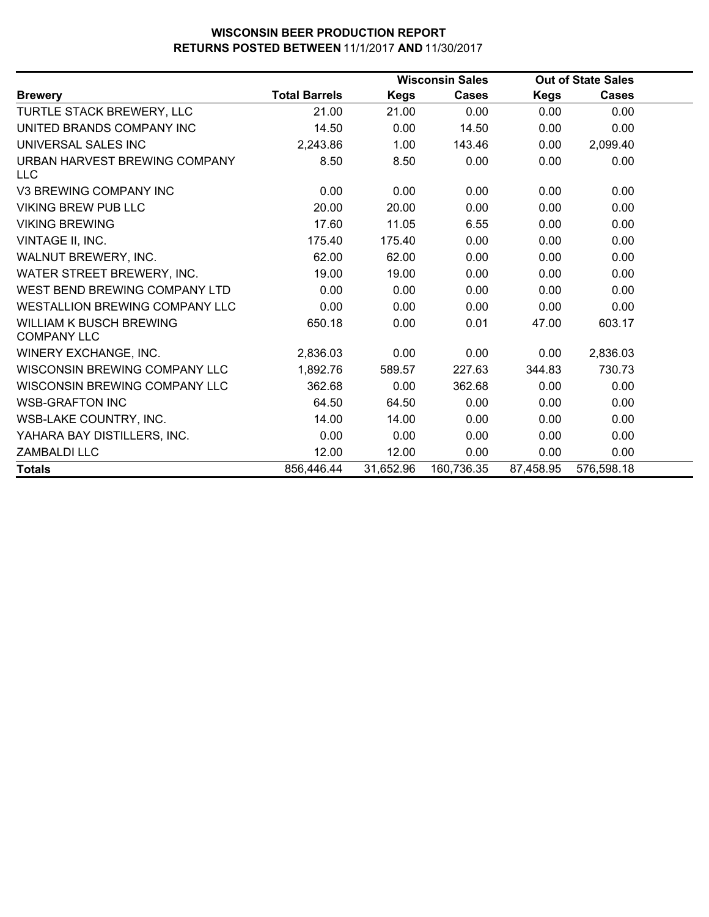**WISCONSIN BEER PRODUCTION REPORT**
**RETURNS POSTED BETWEEN** 11/1/2017 **AND** 11/30/2017

| | | Wisconsin Sales | | Out of State Sales | |
|---|---|---|---|---|---|
| **Brewery** | **Total Barrels** | **Kegs** | **Cases** | **Kegs** | **Cases** |
| TURTLE STACK BREWERY, LLC | 21.00 | 21.00 | 0.00 | 0.00 | 0.00 |
| UNITED BRANDS COMPANY INC | 14.50 | 0.00 | 14.50 | 0.00 | 0.00 |
| UNIVERSAL SALES INC | 2,243.86 | 1.00 | 143.46 | 0.00 | 2,099.40 |
| URBAN HARVEST BREWING COMPANY LLC | 8.50 | 8.50 | 0.00 | 0.00 | 0.00 |
| V3 BREWING COMPANY INC | 0.00 | 0.00 | 0.00 | 0.00 | 0.00 |
| VIKING BREW PUB LLC | 20.00 | 20.00 | 0.00 | 0.00 | 0.00 |
| VIKING BREWING | 17.60 | 11.05 | 6.55 | 0.00 | 0.00 |
| VINTAGE II, INC. | 175.40 | 175.40 | 0.00 | 0.00 | 0.00 |
| WALNUT BREWERY, INC. | 62.00 | 62.00 | 0.00 | 0.00 | 0.00 |
| WATER STREET BREWERY, INC. | 19.00 | 19.00 | 0.00 | 0.00 | 0.00 |
| WEST BEND BREWING COMPANY LTD | 0.00 | 0.00 | 0.00 | 0.00 | 0.00 |
| WESTALLION BREWING COMPANY LLC | 0.00 | 0.00 | 0.00 | 0.00 | 0.00 |
| WILLIAM K BUSCH BREWING COMPANY LLC | 650.18 | 0.00 | 0.01 | 47.00 | 603.17 |
| WINERY EXCHANGE, INC. | 2,836.03 | 0.00 | 0.00 | 0.00 | 2,836.03 |
| WISCONSIN BREWING COMPANY LLC | 1,892.76 | 589.57 | 227.63 | 344.83 | 730.73 |
| WISCONSIN BREWING COMPANY LLC | 362.68 | 0.00 | 362.68 | 0.00 | 0.00 |
| WSB-GRAFTON INC | 64.50 | 64.50 | 0.00 | 0.00 | 0.00 |
| WSB-LAKE COUNTRY, INC. | 14.00 | 14.00 | 0.00 | 0.00 | 0.00 |
| YAHARA BAY DISTILLERS, INC. | 0.00 | 0.00 | 0.00 | 0.00 | 0.00 |
| ZAMBALDI LLC | 12.00 | 12.00 | 0.00 | 0.00 | 0.00 |
| **Totals** | 856,446.44 | 31,652.96 | 160,736.35 | 87,458.95 | 576,598.18 |